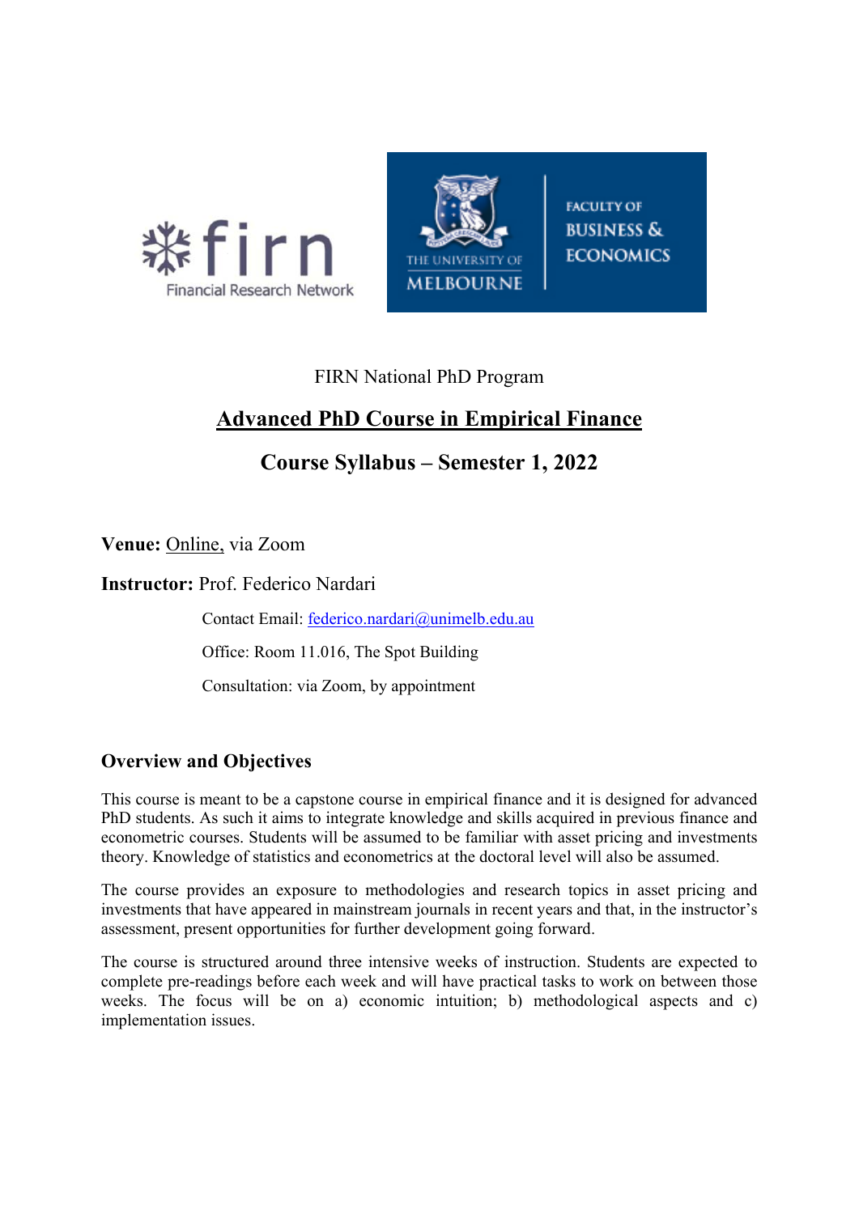FIRN National PhD Program

# Advanced PhD Course in Empirical Finance

## Course Syllabus – Semester 1, 2022

**Venue:** Online, via Zoom

**Instructor:** Prof. Federico Nardari

Contact Email: federico.nardari@unimelb.edu.au

Office: Room 11.016, The Spot Building

Consultation: via Zoom, by appointment

### Overview and Objectives

This course is meant to be a capstone course in empirical finance and it is designed for advanced PhD students. As such it aims to integrate knowledge and skills acquired in previous finance and econometric courses. Students will be assumed to be familiar with asset pricing and investments theory. Knowledge of statistics and econometrics at the doctoral level will also be assumed.

The course provides an exposure to methodologies and research topics in asset pricing and investments that have appeared in mainstream journals in recent years and that, in the instructor's assessment, present opportunities for further development going forward.

The course is structured around three intensive weeks of instruction. Students are expected to complete pre-readings before each week and will have practical tasks to work on between those weeks. The focus will be on a) economic intuition; b) methodological aspects and c) implementation issues.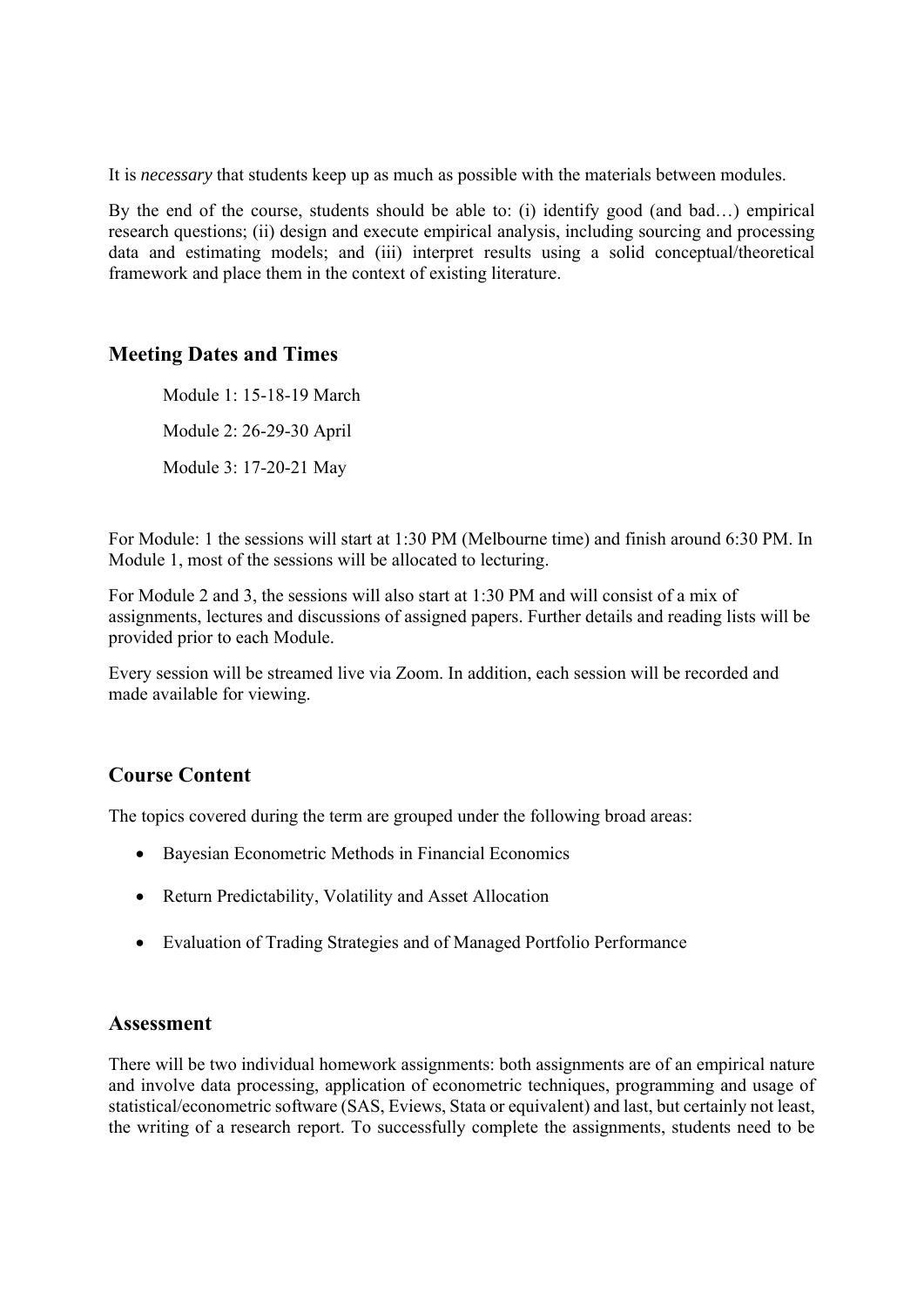It is *necessary* that students keep up as much as possible with the materials between modules.

By the end of the course, students should be able to: (i) identify good (and bad…) empirical research questions; (ii) design and execute empirical analysis, including sourcing and processing data and estimating models; and (iii) interpret results using a solid conceptual/theoretical framework and place them in the context of existing literature.

## Meeting Dates and Times

Module 1: 15-18-19 March

Module 2: 26-29-30 April

Module 3: 17-20-21 May

For Module: 1 the sessions will start at 1:30 PM (Melbourne time) and finish around 6:30 PM. In Module 1, most of the sessions will be allocated to lecturing.

For Module 2 and 3, the sessions will also start at 1:30 PM and will consist of a mix of assignments, lectures and discussions of assigned papers. Further details and reading lists will be provided prior to each Module.

Every session will be streamed live via Zoom. In addition, each session will be recorded and made available for viewing.

## Course Content

The topics covered during the term are grouped under the following broad areas:

- Bayesian Econometric Methods in Financial Economics
- Return Predictability, Volatility and Asset Allocation
- Evaluation of Trading Strategies and of Managed Portfolio Performance

## Assessment

There will be two individual homework assignments: both assignments are of an empirical nature and involve data processing, application of econometric techniques, programming and usage of statistical/econometric software (SAS, Eviews, Stata or equivalent) and last, but certainly not least, the writing of a research report. To successfully complete the assignments, students need to be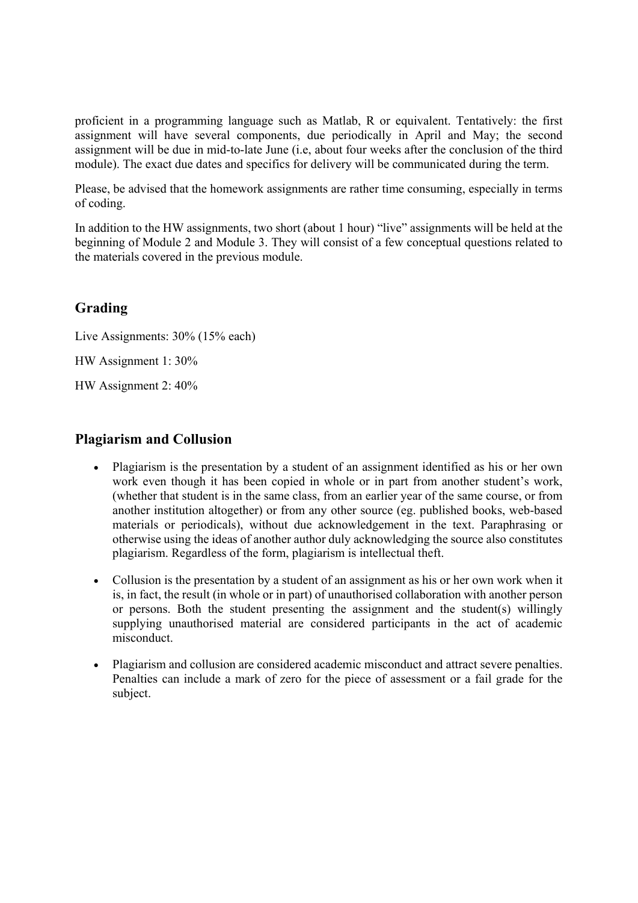proficient in a programming language such as Matlab, R or equivalent. Tentatively: the first assignment will have several components, due periodically in April and May; the second assignment will be due in mid-to-late June (i.e, about four weeks after the conclusion of the third module). The exact due dates and specifics for delivery will be communicated during the term.

Please, be advised that the homework assignments are rather time consuming, especially in terms of coding.

In addition to the HW assignments, two short (about 1 hour) "live" assignments will be held at the beginning of Module 2 and Module 3. They will consist of a few conceptual questions related to the materials covered in the previous module.

## Grading

Live Assignments: 30% (15% each)

HW Assignment 1: 30%

HW Assignment 2: 40%

## Plagiarism and Collusion

- Plagiarism is the presentation by a student of an assignment identified as his or her own work even though it has been copied in whole or in part from another student's work, (whether that student is in the same class, from an earlier year of the same course, or from another institution altogether) or from any other source (eg. published books, web-based materials or periodicals), without due acknowledgement in the text. Paraphrasing or otherwise using the ideas of another author duly acknowledging the source also constitutes plagiarism. Regardless of the form, plagiarism is intellectual theft.
- Collusion is the presentation by a student of an assignment as his or her own work when it is, in fact, the result (in whole or in part) of unauthorised collaboration with another person or persons. Both the student presenting the assignment and the student(s) willingly supplying unauthorised material are considered participants in the act of academic misconduct.
- Plagiarism and collusion are considered academic misconduct and attract severe penalties. Penalties can include a mark of zero for the piece of assessment or a fail grade for the subject.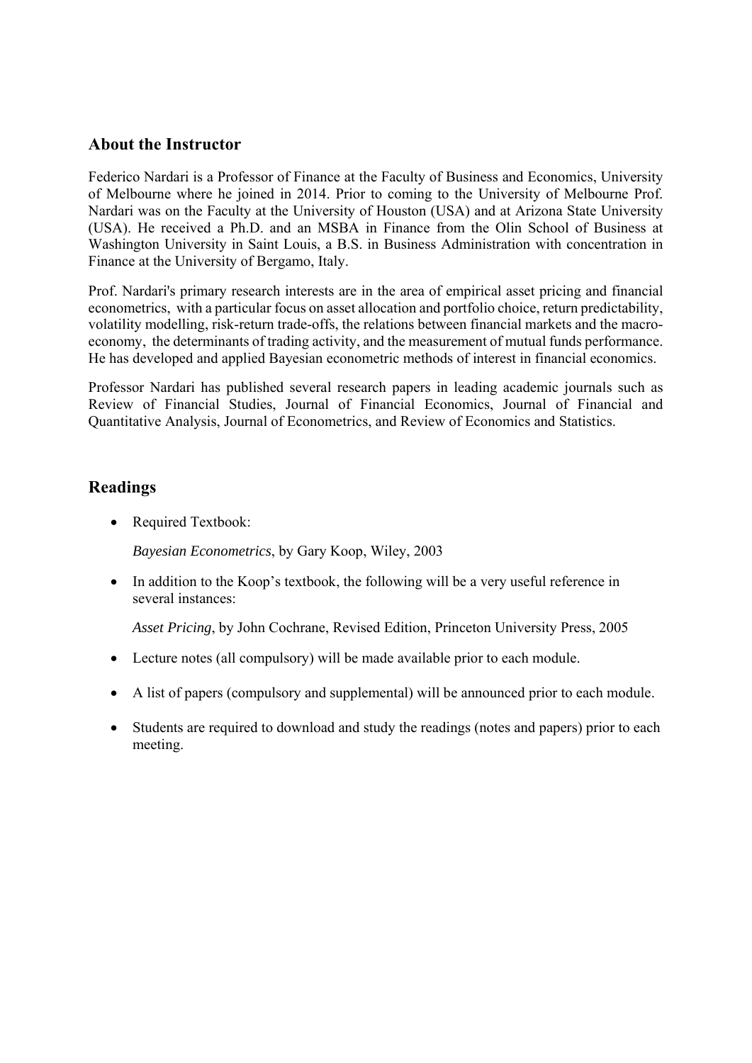## About the Instructor

Federico Nardari is a Professor of Finance at the Faculty of Business and Economics, University of Melbourne where he joined in 2014. Prior to coming to the University of Melbourne Prof. Nardari was on the Faculty at the University of Houston (USA) and at Arizona State University (USA). He received a Ph.D. and an MSBA in Finance from the Olin School of Business at Washington University in Saint Louis, a B.S. in Business Administration with concentration in Finance at the University of Bergamo, Italy.

Prof. Nardari's primary research interests are in the area of empirical asset pricing and financial econometrics, with a particular focus on asset allocation and portfolio choice, return predictability, volatility modelling, risk-return trade-offs, the relations between financial markets and the macro-economy, the determinants of trading activity, and the measurement of mutual funds performance. He has developed and applied Bayesian econometric methods of interest in financial economics.

Professor Nardari has published several research papers in leading academic journals such as Review of Financial Studies, Journal of Financial Economics, Journal of Financial and Quantitative Analysis, Journal of Econometrics, and Review of Economics and Statistics.

## Readings

- Required Textbook:

  *Bayesian Econometrics*, by Gary Koop, Wiley, 2003

- In addition to the Koop's textbook, the following will be a very useful reference in several instances:

  *Asset Pricing*, by John Cochrane, Revised Edition, Princeton University Press, 2005

- Lecture notes (all compulsory) will be made available prior to each module.

- A list of papers (compulsory and supplemental) will be announced prior to each module.

- Students are required to download and study the readings (notes and papers) prior to each meeting.